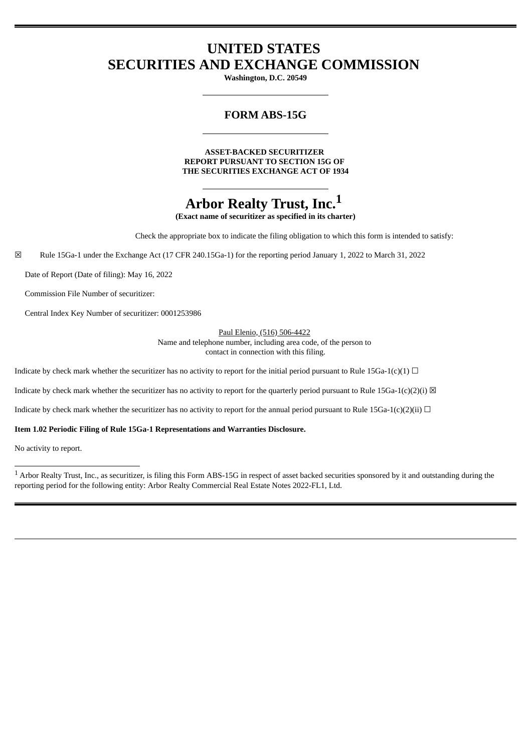# UNITED STATES
# SECURITIES AND EXCHANGE COMMISSION

**Washington, D.C. 20549**

## FORM ABS-15G

**ASSET-BACKED SECURITIZER**
**REPORT PURSUANT TO SECTION 15G OF**
**THE SECURITIES EXCHANGE ACT OF 1934**

# Arbor Realty Trust, Inc.[1]

**(Exact name of securitizer as specified in its charter)**

Check the appropriate box to indicate the filing obligation to which this form is intended to satisfy:

☒ Rule 15Ga-1 under the Exchange Act (17 CFR 240.15Ga-1) for the reporting period January 1, 2022 to March 31, 2022

Date of Report (Date of filing): May 16, 2022

Commission File Number of securitizer:

Central Index Key Number of securitizer: 0001253986

Paul Elenio, (516) 506-4422
Name and telephone number, including area code, of the person to
contact in connection with this filing.

Indicate by check mark whether the securitizer has no activity to report for the initial period pursuant to Rule 15Ga-1(c)(1) ☐

Indicate by check mark whether the securitizer has no activity to report for the quarterly period pursuant to Rule 15Ga-1(c)(2)(i) ☒

Indicate by check mark whether the securitizer has no activity to report for the annual period pursuant to Rule 15Ga-1(c)(2)(ii) ☐

**Item 1.02 Periodic Filing of Rule 15Ga-1 Representations and Warranties Disclosure.**

No activity to report.

---

[1] Arbor Realty Trust, Inc., as securitizer, is filing this Form ABS-15G in respect of asset backed securities sponsored by it and outstanding during the reporting period for the following entity: Arbor Realty Commercial Real Estate Notes 2022-FL1, Ltd.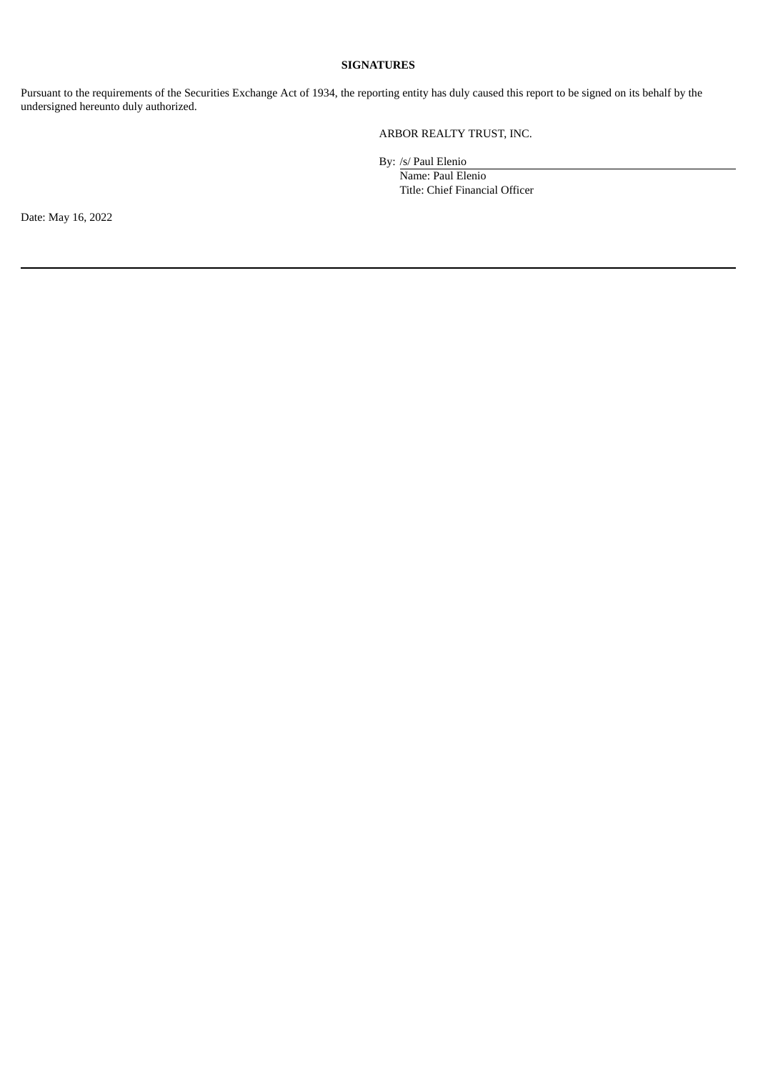**SIGNATURES**

Pursuant to the requirements of the Securities Exchange Act of 1934, the reporting entity has duly caused this report to be signed on its behalf by the undersigned hereunto duly authorized.

ARBOR REALTY TRUST, INC.

By: /s/ Paul Elenio
Name: Paul Elenio
Title: Chief Financial Officer

Date: May 16, 2022